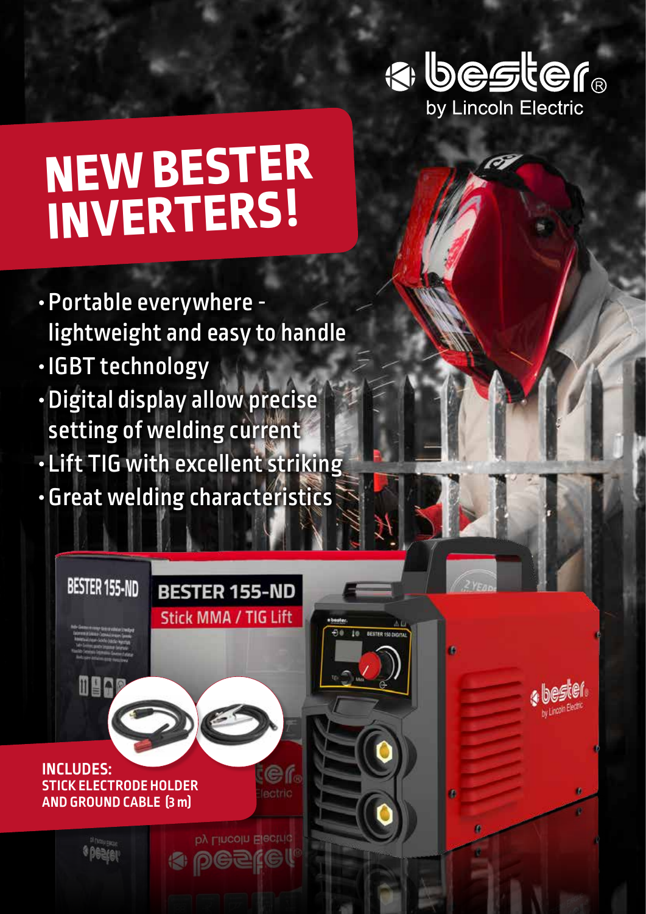bester® by Lincoln Electric

# NEW BESTER INVERTERS!

- Portable everywhere - lightweight and easy to handle
- IGBT technology
- Digital display allow precise setting of welding current
- Lift TIG with excellent striking
- Great welding characteristics

**BESTER 155-ND**

Stick MMA / TIG Lift

**INCLUDES:**
**STICK ELECTRODE HOLDER AND GROUND CABLE (3 m)**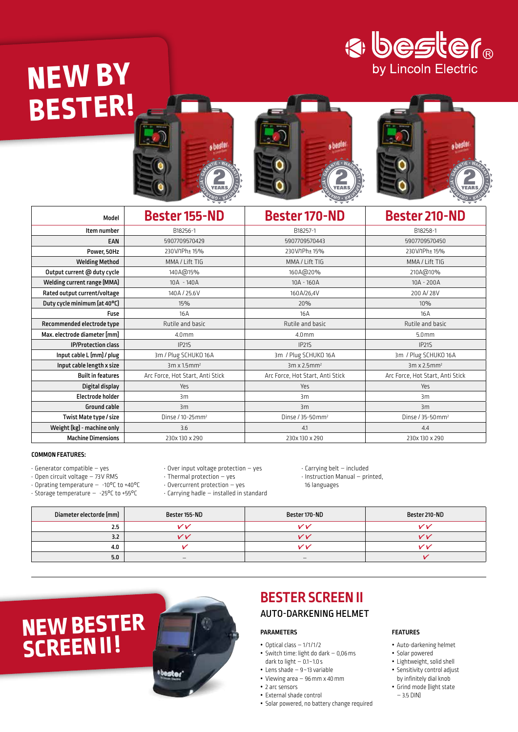# NEW BY BESTER!

bester® by Lincoln Electric

| Model | Bester 155-ND | Bester 170-ND | Bester 210-ND |
|---|---|---|---|
| Item number | B18256-1 | B18257-1 | B18258-1 |
| EAN | 5907709570429 | 5907709570443 | 5907709570450 |
| Power, 50Hz | 230V/1Ph± 15% | 230V/1Ph± 15% | 230V/1Ph± 15% |
| Welding Method | MMA / Lift TIG | MMA / Lift TIG | MMA / Lift TIG |
| Output current @ duty cycle | 140A@15% | 160A@20% | 210A@10% |
| Welding current range (MMA) | 10A - 140A | 10A - 160A | 10A - 200A |
| Rated output current/voltage | 140A / 25.6V | 160A/26,4V | 200 A/ 28V |
| Duty cycle minimum (at 40°C) | 15% | 20% | 10% |
| Fuse | 16A | 16A | 16A |
| Recommended electrode type | Rutile and basic | Rutile and basic | Rutile and basic |
| Max. electrode diameter [mm] | 4.0mm | 4.0mm | 5.0mm |
| IP/Protection class | IP21S | IP21S | IP21S |
| Input cable L (mm) / plug | 3m / Plug SCHUKO 16A | 3m / Plug SCHUKO 16A | 3m / Plug SCHUKO 16A |
| Input cable length x size | 3m x 1.5mm² | 3m x 2.5mm² | 3m x 2.5mm² |
| Built in features | Arc Force, Hot Start, Anti Stick | Arc Force, Hot Start, Anti Stick | Arc Force, Hot Start, Anti Stick |
| Digital display | Yes | Yes | Yes |
| Electrode holder | 3m | 3m | 3m |
| Ground cable | 3m | 3m | 3m |
| Twist Mate type / size | Dinse / 10-25mm² | Dinse / 35-50mm² | Dinse / 35-50mm² |
| Weight (kg) - machine only | 3.6 | 4.1 | 4.4 |
| Machine Dimensions | 230x 130 x 290 | 230x 130 x 290 | 230x 130 x 290 |

**COMMON FEATURES:**

- Generator compatible – yes
- Open circuit voltage – 73V RMS
- Oprating temperature – -10°C to +40°C
- Storage temperature – -25°C to +55°C
- Over input voltage protection – yes
- Thermal protection – yes
- Overcurrent protection – yes
- Carrying handle – installed in standard
- Carrying belt – included
- Instruction Manual – printed, 16 languages

| Diameter electorde (mm) | Bester 155-ND | Bester 170-ND | Bester 210-ND |
|---|---|---|---|
| 2.5 | ✓✓ | ✓✓ | ✓✓ |
| 3.2 | ✓✓ | ✓✓ | ✓✓ |
| 4.0 | ✓ | ✓✓ | ✓✓ |
| 5.0 | – | – | ✓ |

# NEW BESTER SCREEN II!

## BESTER SCREEN II

### AUTO-DARKENING HELMET

**PARAMETERS**

- Optical class – 1/1/1/2
- Switch time: light do dark – 0,06 ms dark to light – 0.1-1.0 s
- Lens shade – 9-13 variable
- Viewing area – 96 mm x 40 mm
- 2 arc sensors
- External shade control
- Solar powered, no battery change required

**FEATURES**

- Auto-darkening helmet
- Solar powered
- Lightweight, solid shell
- Sensitivity control adjust by infinitely dial knob
- Grind mode (light state – 3.5 DIN)